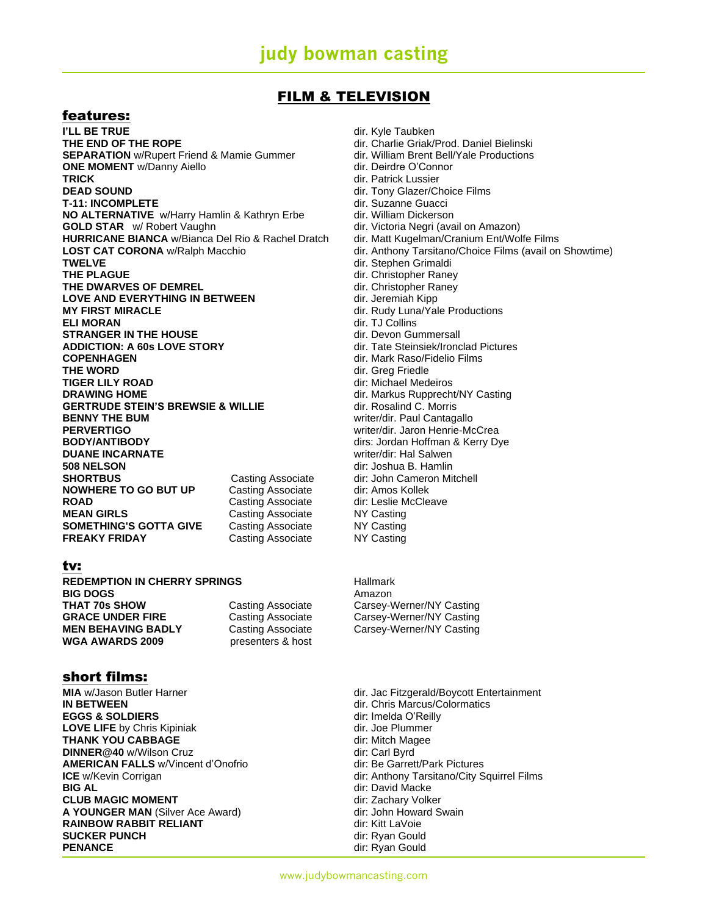# judy bowman casting

## FILM & TELEVISION

### features:

| Title | Role | Director/Production |
|---|---|---|
| **I'LL BE TRUE** | | dir. Kyle Taubken |
| **THE END OF THE ROPE** | | dir. Charlie Griak/Prod. Daniel Bielinski |
| **SEPARATION** w/Rupert Friend & Mamie Gummer | | dir. William Brent Bell/Yale Productions |
| **ONE MOMENT** w/Danny Aiello | | dir. Deirdre O'Connor |
| **TRICK** | | dir. Patrick Lussier |
| **DEAD SOUND** | | dir. Tony Glazer/Choice Films |
| **T-11: INCOMPLETE** | | dir. Suzanne Guacci |
| **NO ALTERNATIVE** w/Harry Hamlin & Kathryn Erbe | | dir. William Dickerson |
| **GOLD STAR** w/ Robert Vaughn | | dir. Victoria Negri (avail on Amazon) |
| **HURRICANE BIANCA** w/Bianca Del Rio & Rachel Dratch | | dir. Matt Kugelman/Cranium Ent/Wolfe Films |
| **LOST CAT CORONA** w/Ralph Macchio | | dir. Anthony Tarsitano/Choice Films (avail on Showtime) |
| **TWELVE** | | dir. Stephen Grimaldi |
| **THE PLAGUE** | | dir. Christopher Raney |
| **THE DWARVES OF DEMREL** | | dir. Christopher Raney |
| **LOVE AND EVERYTHING IN BETWEEN** | | dir. Jeremiah Kipp |
| **MY FIRST MIRACLE** | | dir. Rudy Luna/Yale Productions |
| **ELI MORAN** | | dir. TJ Collins |
| **STRANGER IN THE HOUSE** | | dir. Devon Gummersall |
| **ADDICTION: A 60s LOVE STORY** | | dir. Tate Steinsiek/Ironclad Pictures |
| **COPENHAGEN** | | dir. Mark Raso/Fidelio Films |
| **THE WORD** | | dir. Greg Friedle |
| **TIGER LILY ROAD** | | dir: Michael Medeiros |
| **DRAWING HOME** | | dir. Markus Rupprecht/NY Casting |
| **GERTRUDE STEIN'S BREWSIE & WILLIE** | | dir. Rosalind C. Morris |
| **BENNY THE BUM** | | writer/dir. Paul Cantagallo |
| **PERVERTIGO** | | writer/dir. Jaron Henrie-McCrea |
| **BODY/ANTIBODY** | | dirs: Jordan Hoffman & Kerry Dye |
| **DUANE INCARNATE** | | writer/dir: Hal Salwen |
| **508 NELSON** | | dir: Joshua B. Hamlin |
| **SHORTBUS** | Casting Associate | dir: John Cameron Mitchell |
| **NOWHERE TO GO BUT UP** | Casting Associate | dir: Amos Kollek |
| **ROAD** | Casting Associate | dir: Leslie McCleave |
| **MEAN GIRLS** | Casting Associate | NY Casting |
| **SOMETHING'S GOTTA GIVE** | Casting Associate | NY Casting |
| **FREAKY FRIDAY** | Casting Associate | NY Casting |

### tv:

| Title | Role | Network/Production |
|---|---|---|
| **REDEMPTION IN CHERRY SPRINGS** | | Hallmark |
| **BIG DOGS** | | Amazon |
| **THAT 70s SHOW** | Casting Associate | Carsey-Werner/NY Casting |
| **GRACE UNDER FIRE** | Casting Associate | Carsey-Werner/NY Casting |
| **MEN BEHAVING BADLY** | Casting Associate | Carsey-Werner/NY Casting |
| **WGA AWARDS 2009** | presenters & host | |

### short films:

| Title | Director/Production |
|---|---|
| **MIA** w/Jason Butler Harner | dir. Jac Fitzgerald/Boycott Entertainment |
| **IN BETWEEN** | dir. Chris Marcus/Colormatics |
| **EGGS & SOLDIERS** | dir: Imelda O'Reilly |
| **LOVE LIFE** by Chris Kipiniak | dir. Joe Plummer |
| **THANK YOU CABBAGE** | dir: Mitch Magee |
| **DINNER@40** w/Wilson Cruz | dir: Carl Byrd |
| **AMERICAN FALLS** w/Vincent d'Onofrio | dir: Be Garrett/Park Pictures |
| **ICE** w/Kevin Corrigan | dir: Anthony Tarsitano/City Squirrel Films |
| **BIG AL** | dir: David Macke |
| **CLUB MAGIC MOMENT** | dir: Zachary Volker |
| **A YOUNGER MAN** (Silver Ace Award) | dir: John Howard Swain |
| **RAINBOW RABBIT RELIANT** | dir: Kitt LaVoie |
| **SUCKER PUNCH** | dir: Ryan Gould |
| **PENANCE** | dir: Ryan Gould |

www.judybowmancasting.com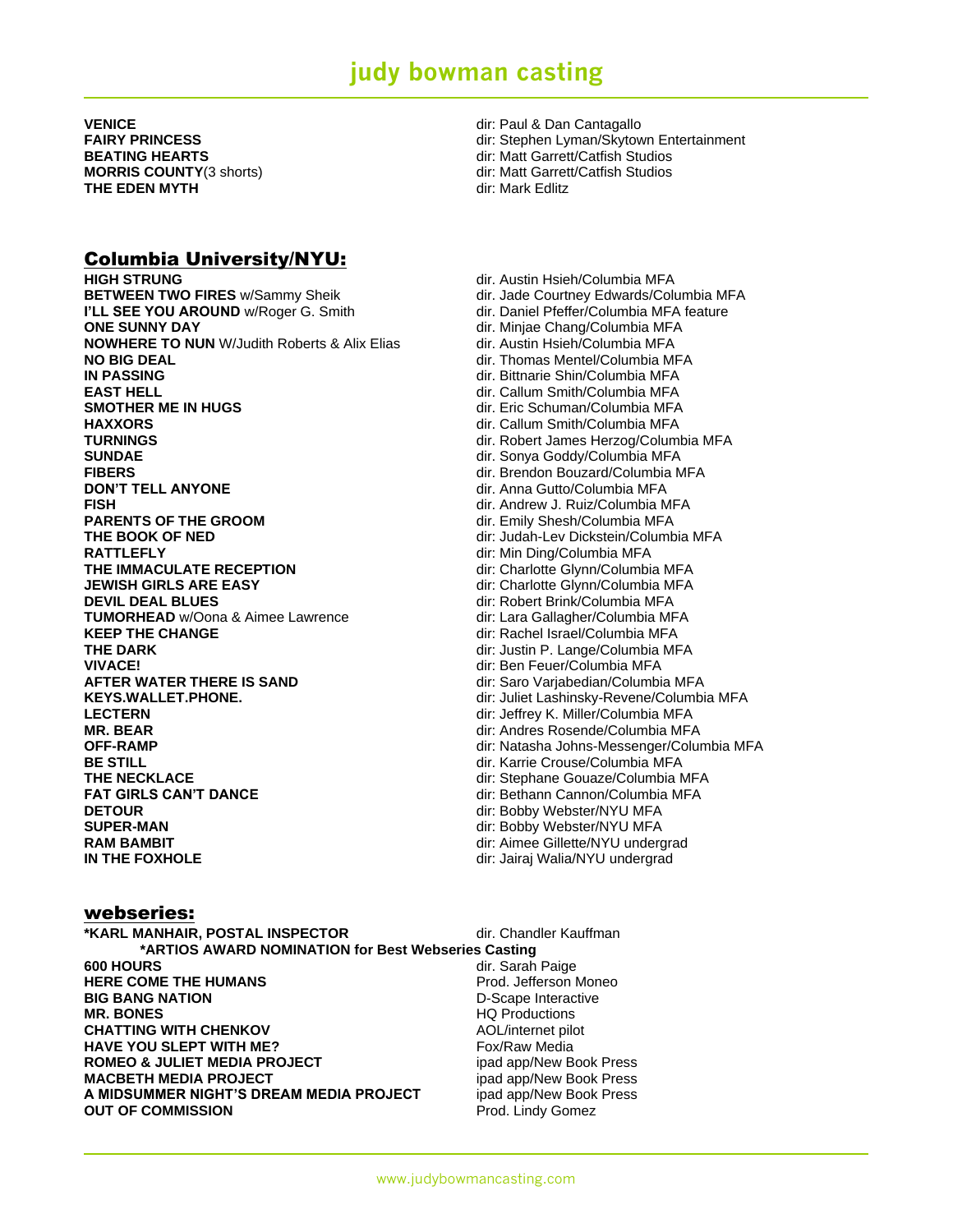| | |
|---|---|
| **VENICE** | dir: Paul & Dan Cantagallo |
| **FAIRY PRINCESS** | dir: Stephen Lyman/Skytown Entertainment |
| **BEATING HEARTS** | dir: Matt Garrett/Catfish Studios |
| **MORRIS COUNTY**(3 shorts) | dir: Matt Garrett/Catfish Studios |
| **THE EDEN MYTH** | dir: Mark Edlitz |

## Columbia University/NYU:

| | |
|---|---|
| **HIGH STRUNG** | dir. Austin Hsieh/Columbia MFA |
| **BETWEEN TWO FIRES** w/Sammy Sheik | dir. Jade Courtney Edwards/Columbia MFA |
| **I'LL SEE YOU AROUND** w/Roger G. Smith | dir. Daniel Pfeffer/Columbia MFA feature |
| **ONE SUNNY DAY** | dir. Minjae Chang/Columbia MFA |
| **NOWHERE TO NUN** W/Judith Roberts & Alix Elias | dir. Austin Hsieh/Columbia MFA |
| **NO BIG DEAL** | dir. Thomas Mentel/Columbia MFA |
| **IN PASSING** | dir. Bittnarie Shin/Columbia MFA |
| **EAST HELL** | dir. Callum Smith/Columbia MFA |
| **SMOTHER ME IN HUGS** | dir. Eric Schuman/Columbia MFA |
| **HAXXORS** | dir. Callum Smith/Columbia MFA |
| **TURNINGS** | dir. Robert James Herzog/Columbia MFA |
| **SUNDAE** | dir. Sonya Goddy/Columbia MFA |
| **FIBERS** | dir. Brendon Bouzard/Columbia MFA |
| **DON'T TELL ANYONE** | dir. Anna Gutto/Columbia MFA |
| **FISH** | dir. Andrew J. Ruiz/Columbia MFA |
| **PARENTS OF THE GROOM** | dir. Emily Shesh/Columbia MFA |
| **THE BOOK OF NED** | dir: Judah-Lev Dickstein/Columbia MFA |
| **RATTLEFLY** | dir: Min Ding/Columbia MFA |
| **THE IMMACULATE RECEPTION** | dir: Charlotte Glynn/Columbia MFA |
| **JEWISH GIRLS ARE EASY** | dir: Charlotte Glynn/Columbia MFA |
| **DEVIL DEAL BLUES** | dir: Robert Brink/Columbia MFA |
| **TUMORHEAD** w/Oona & Aimee Lawrence | dir: Lara Gallagher/Columbia MFA |
| **KEEP THE CHANGE** | dir: Rachel Israel/Columbia MFA |
| **THE DARK** | dir: Justin P. Lange/Columbia MFA |
| **VIVACE!** | dir: Ben Feuer/Columbia MFA |
| **AFTER WATER THERE IS SAND** | dir: Saro Varjabedian/Columbia MFA |
| **KEYS.WALLET.PHONE.** | dir: Juliet Lashinsky-Revene/Columbia MFA |
| **LECTERN** | dir: Jeffrey K. Miller/Columbia MFA |
| **MR. BEAR** | dir: Andres Rosende/Columbia MFA |
| **OFF-RAMP** | dir: Natasha Johns-Messenger/Columbia MFA |
| **BE STILL** | dir: Karrie Crouse/Columbia MFA |
| **THE NECKLACE** | dir: Stephane Gouaze/Columbia MFA |
| **FAT GIRLS CAN'T DANCE** | dir: Bethann Cannon/Columbia MFA |
| **DETOUR** | dir: Bobby Webster/NYU MFA |
| **SUPER-MAN** | dir: Bobby Webster/NYU MFA |
| **RAM BAMBIT** | dir: Aimee Gillette/NYU undergrad |
| **IN THE FOXHOLE** | dir: Jairaj Walia/NYU undergrad |

## webseries:

| | |
|---|---|
| **\*KARL MANHAIR, POSTAL INSPECTOR** | dir. Chandler Kauffman |
| **\*ARTIOS AWARD NOMINATION for Best Webseries Casting** | |
| **600 HOURS** | dir. Sarah Paige |
| **HERE COME THE HUMANS** | Prod. Jefferson Moneo |
| **BIG BANG NATION** | D-Scape Interactive |
| **MR. BONES** | HQ Productions |
| **CHATTING WITH CHENKOV** | AOL/internet pilot |
| **HAVE YOU SLEPT WITH ME?** | Fox/Raw Media |
| **ROMEO & JULIET MEDIA PROJECT** | ipad app/New Book Press |
| **MACBETH MEDIA PROJECT** | ipad app/New Book Press |
| **A MIDSUMMER NIGHT'S DREAM MEDIA PROJECT** | ipad app/New Book Press |
| **OUT OF COMMISSION** | Prod. Lindy Gomez |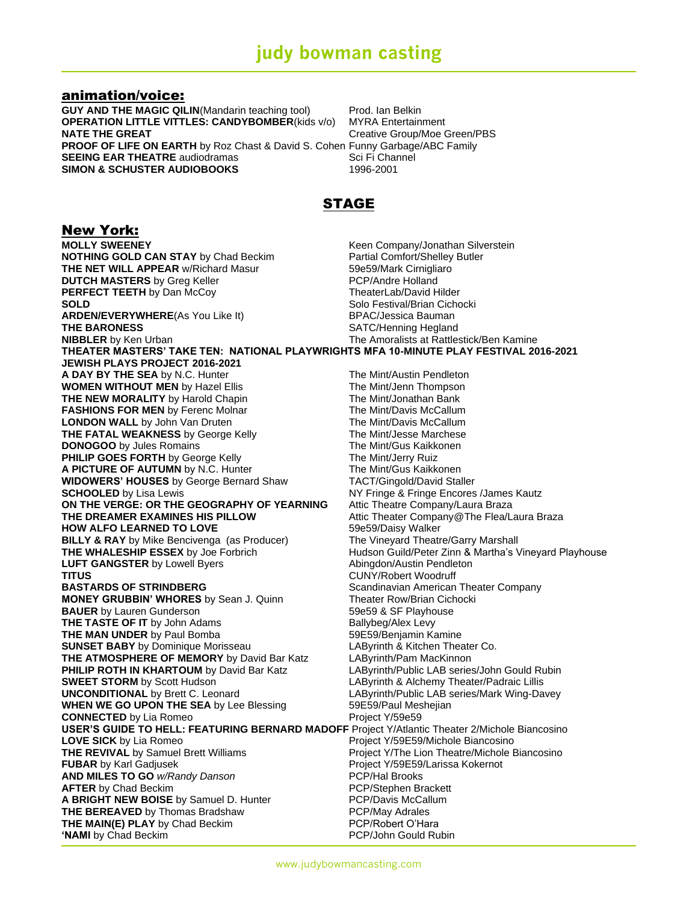# judy bowman casting

## animation/voice:

**GUY AND THE MAGIC QILIN**(Mandarin teaching tool) Prod. Ian Belkin
**OPERATION LITTLE VITTLES: CANDYBOMBER**(kids v/o) MYRA Entertainment
**NATE THE GREAT** Creative Group/Moe Green/PBS
**PROOF OF LIFE ON EARTH** by Roz Chast & David S. Cohen Funny Garbage/ABC Family
**SEEING EAR THEATRE** audiodramas Sci Fi Channel
**SIMON & SCHUSTER AUDIOBOOKS** 1996-2001

# STAGE

## New York:

**MOLLY SWEENEY** Keen Company/Jonathan Silverstein
**NOTHING GOLD CAN STAY** by Chad Beckim Partial Comfort/Shelley Butler
**THE NET WILL APPEAR** w/Richard Masur 59e59/Mark Cirnigliaro
**DUTCH MASTERS** by Greg Keller PCP/Andre Holland
**PERFECT TEETH** by Dan McCoy TheaterLab/David Hilder
**SOLD** Solo Festival/Brian Cichocki
**ARDEN/EVERYWHERE**(As You Like It) BPAC/Jessica Bauman
**THE BARONESS** SATC/Henning Hegland
**NIBBLER** by Ken Urban The Amoralists at Rattlestick/Ben Kamine
**THEATER MASTERS' TAKE TEN: NATIONAL PLAYWRIGHTS MFA 10-MINUTE PLAY FESTIVAL 2016-2021**
**JEWISH PLAYS PROJECT 2016-2021**
**A DAY BY THE SEA** by N.C. Hunter The Mint/Austin Pendleton
**WOMEN WITHOUT MEN** by Hazel Ellis The Mint/Jenn Thompson
**THE NEW MORALITY** by Harold Chapin The Mint/Jonathan Bank
**FASHIONS FOR MEN** by Ferenc Molnar The Mint/Davis McCallum
**LONDON WALL** by John Van Druten The Mint/Davis McCallum
**THE FATAL WEAKNESS** by George Kelly The Mint/Jesse Marchese
**DONOGOO** by Jules Romains The Mint/Gus Kaikkonen
**PHILIP GOES FORTH** by George Kelly The Mint/Jerry Ruiz
**A PICTURE OF AUTUMN** by N.C. Hunter The Mint/Gus Kaikkonen
**WIDOWERS' HOUSES** by George Bernard Shaw TACT/Gingold/David Staller
**SCHOOLED** by Lisa Lewis NY Fringe & Fringe Encores /James Kautz
**ON THE VERGE: OR THE GEOGRAPHY OF YEARNING** Attic Theatre Company/Laura Braza
**THE DREAMER EXAMINES HIS PILLOW** Attic Theater Company@The Flea/Laura Braza
**HOW ALFO LEARNED TO LOVE** 59e59/Daisy Walker
**BILLY & RAY** by Mike Bencivenga (as Producer) The Vineyard Theatre/Garry Marshall
**THE WHALESHIP ESSEX** by Joe Forbrich Hudson Guild/Peter Zinn & Martha's Vineyard Playhouse
**LUFT GANGSTER** by Lowell Byers Abingdon/Austin Pendleton
**TITUS** CUNY/Robert Woodruff
**BASTARDS OF STRINDBERG** Scandinavian American Theater Company
**MONEY GRUBBIN' WHORES** by Sean J. Quinn Theater Row/Brian Cichocki
**BAUER** by Lauren Gunderson 59e59 & SF Playhouse
**THE TASTE OF IT** by John Adams Ballybeg/Alex Levy
**THE MAN UNDER** by Paul Bomba 59E59/Benjamin Kamine
**SUNSET BABY** by Dominique Morisseau LAByrinth & Kitchen Theater Co.
**THE ATMOSPHERE OF MEMORY** by David Bar Katz LAByrinth/Pam MacKinnon
**PHILIP ROTH IN KHARTOUM** by David Bar Katz LAByrinth/Public LAB series/John Gould Rubin
**SWEET STORM** by Scott Hudson LAByrinth & Alchemy Theater/Padraic Lillis
**UNCONDITIONAL** by Brett C. Leonard LAByrinth/Public LAB series/Mark Wing-Davey
**WHEN WE GO UPON THE SEA** by Lee Blessing 59E59/Paul Meshejian
**CONNECTED** by Lia Romeo Project Y/59e59
**USER'S GUIDE TO HELL: FEATURING BERNARD MADOFF** Project Y/Atlantic Theater 2/Michole Biancosino
**LOVE SICK** by Lia Romeo Project Y/59E59/Michole Biancosino
**THE REVIVAL** by Samuel Brett Williams Project Y/The Lion Theatre/Michole Biancosino
**FUBAR** by Karl Gadjusek Project Y/59E59/Larissa Kokernot
**AND MILES TO GO** *w/Randy Danson* PCP/Hal Brooks
**AFTER** by Chad Beckim PCP/Stephen Brackett
**A BRIGHT NEW BOISE** by Samuel D. Hunter PCP/Davis McCallum
**THE BEREAVED** by Thomas Bradshaw PCP/May Adrales
**THE MAIN(E) PLAY** by Chad Beckim PCP/Robert O'Hara
**'NAMI** by Chad Beckim PCP/John Gould Rubin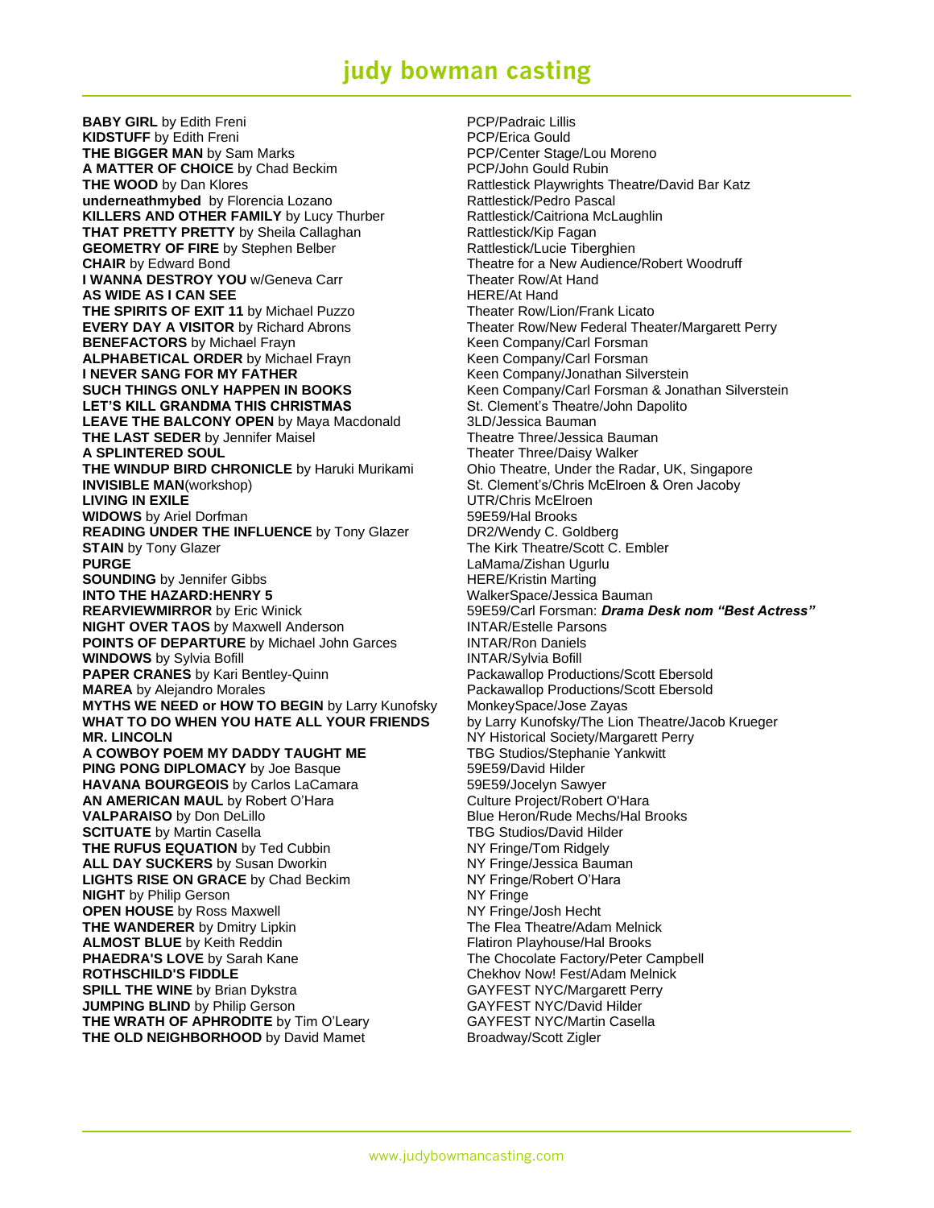# judy bowman casting

| | |
|---|---|
| **BABY GIRL** by Edith Freni | PCP/Padraic Lillis |
| **KIDSTUFF** by Edith Freni | PCP/Erica Gould |
| **THE BIGGER MAN** by Sam Marks | PCP/Center Stage/Lou Moreno |
| **A MATTER OF CHOICE** by Chad Beckim | PCP/John Gould Rubin |
| **THE WOOD** by Dan Klores | Rattlestick Playwrights Theatre/David Bar Katz |
| **underneathmybed** by Florencia Lozano | Rattlestick/Pedro Pascal |
| **KILLERS AND OTHER FAMILY** by Lucy Thurber | Rattlestick/Caitriona McLaughlin |
| **THAT PRETTY PRETTY** by Sheila Callaghan | Rattlestick/Kip Fagan |
| **GEOMETRY OF FIRE** by Stephen Belber | Rattlestick/Lucie Tiberghien |
| **CHAIR** by Edward Bond | Theatre for a New Audience/Robert Woodruff |
| **I WANNA DESTROY YOU** w/Geneva Carr | Theater Row/At Hand |
| **AS WIDE AS I CAN SEE** | HERE/At Hand |
| **THE SPIRITS OF EXIT 11** by Michael Puzzo | Theater Row/Lion/Frank Licato |
| **EVERY DAY A VISITOR** by Richard Abrons | Theater Row/New Federal Theater/Margarett Perry |
| **BENEFACTORS** by Michael Frayn | Keen Company/Carl Forsman |
| **ALPHABETICAL ORDER** by Michael Frayn | Keen Company/Carl Forsman |
| **I NEVER SANG FOR MY FATHER** | Keen Company/Jonathan Silverstein |
| **SUCH THINGS ONLY HAPPEN IN BOOKS** | Keen Company/Carl Forsman & Jonathan Silverstein |
| **LET'S KILL GRANDMA THIS CHRISTMAS** | St. Clement's Theatre/John Dapolito |
| **LEAVE THE BALCONY OPEN** by Maya Macdonald | 3LD/Jessica Bauman |
| **THE LAST SEDER** by Jennifer Maisel | Theatre Three/Jessica Bauman |
| **A SPLINTERED SOUL** | Theater Three/Daisy Walker |
| **THE WINDUP BIRD CHRONICLE** by Haruki Murikami | Ohio Theatre, Under the Radar, UK, Singapore |
| **INVISIBLE MAN**(workshop) | St. Clement's/Chris McElroen & Oren Jacoby |
| **LIVING IN EXILE** | UTR/Chris McElroen |
| **WIDOWS** by Ariel Dorfman | 59E59/Hal Brooks |
| **READING UNDER THE INFLUENCE** by Tony Glazer | DR2/Wendy C. Goldberg |
| **STAIN** by Tony Glazer | The Kirk Theatre/Scott C. Embler |
| **PURGE** | LaMama/Zishan Ugurlu |
| **SOUNDING** by Jennifer Gibbs | HERE/Kristin Marting |
| **INTO THE HAZARD:HENRY 5** | WalkerSpace/Jessica Bauman |
| **REARVIEWMIRROR** by Eric Winick | 59E59/Carl Forsman: ***Drama Desk nom "Best Actress"*** |
| **NIGHT OVER TAOS** by Maxwell Anderson | INTAR/Estelle Parsons |
| **POINTS OF DEPARTURE** by Michael John Garces | INTAR/Ron Daniels |
| **WINDOWS** by Sylvia Bofill | INTAR/Sylvia Bofill |
| **PAPER CRANES** by Kari Bentley-Quinn | Packawallop Productions/Scott Ebersold |
| **MAREA** by Alejandro Morales | Packawallop Productions/Scott Ebersold |
| **MYTHS WE NEED or HOW TO BEGIN** by Larry Kunofsky | MonkeySpace/Jose Zayas |
| **WHAT TO DO WHEN YOU HATE ALL YOUR FRIENDS** | by Larry Kunofsky/The Lion Theatre/Jacob Krueger |
| **MR. LINCOLN** | NY Historical Society/Margarett Perry |
| **A COWBOY POEM MY DADDY TAUGHT ME** | TBG Studios/Stephanie Yankwitt |
| **PING PONG DIPLOMACY** by Joe Basque | 59E59/David Hilder |
| **HAVANA BOURGEOIS** by Carlos LaCamara | 59E59/Jocelyn Sawyer |
| **AN AMERICAN MAUL** by Robert O'Hara | Culture Project/Robert O'Hara |
| **VALPARAISO** by Don DeLillo | Blue Heron/Rude Mechs/Hal Brooks |
| **SCITUATE** by Martin Casella | TBG Studios/David Hilder |
| **THE RUFUS EQUATION** by Ted Cubbin | NY Fringe/Tom Ridgely |
| **ALL DAY SUCKERS** by Susan Dworkin | NY Fringe/Jessica Bauman |
| **LIGHTS RISE ON GRACE** by Chad Beckim | NY Fringe/Robert O'Hara |
| **NIGHT** by Philip Gerson | NY Fringe |
| **OPEN HOUSE** by Ross Maxwell | NY Fringe/Josh Hecht |
| **THE WANDERER** by Dmitry Lipkin | The Flea Theatre/Adam Melnick |
| **ALMOST BLUE** by Keith Reddin | Flatiron Playhouse/Hal Brooks |
| **PHAEDRA'S LOVE** by Sarah Kane | The Chocolate Factory/Peter Campbell |
| **ROTHSCHILD'S FIDDLE** | Chekhov Now! Fest/Adam Melnick |
| **SPILL THE WINE** by Brian Dykstra | GAYFEST NYC/Margarett Perry |
| **JUMPING BLIND** by Philip Gerson | GAYFEST NYC/David Hilder |
| **THE WRATH OF APHRODITE** by Tim O'Leary | GAYFEST NYC/Martin Casella |
| **THE OLD NEIGHBORHOOD** by David Mamet | Broadway/Scott Zigler |

www.judybowmancasting.com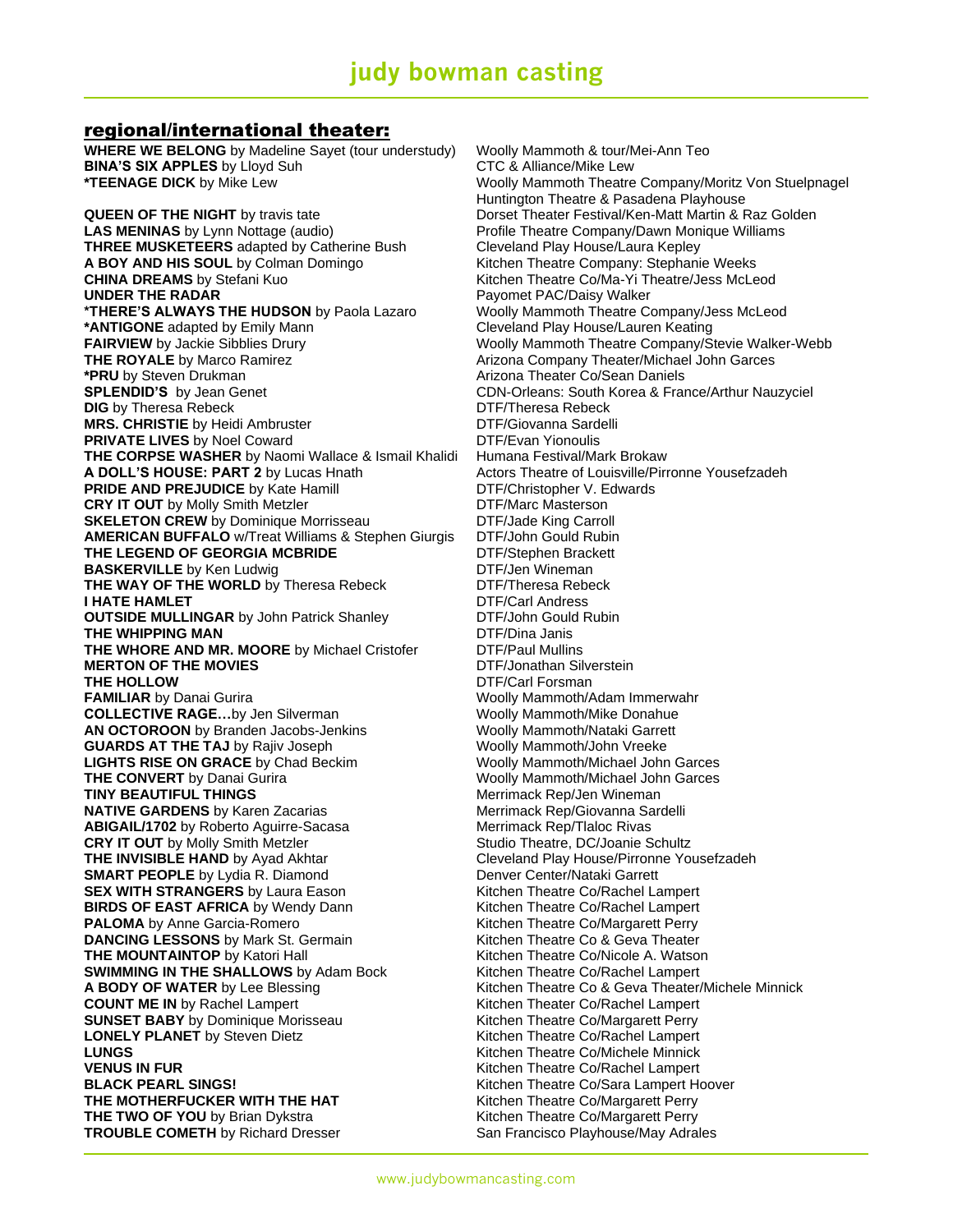# judy bowman casting

## regional/international theater:

| | |
|---|---|
| **WHERE WE BELONG** by Madeline Sayet (tour understudy) | Woolly Mammoth & tour/Mei-Ann Teo |
| **BINA'S SIX APPLES** by Lloyd Suh | CTC & Alliance/Mike Lew |
| ***TEENAGE DICK** by Mike Lew | Woolly Mammoth Theatre Company/Moritz Von Stuelpnagel Huntington Theatre & Pasadena Playhouse |
| **QUEEN OF THE NIGHT** by travis tate | Dorset Theater Festival/Ken-Matt Martin & Raz Golden |
| **LAS MENINAS** by Lynn Nottage (audio) | Profile Theatre Company/Dawn Monique Williams |
| **THREE MUSKETEERS** adapted by Catherine Bush | Cleveland Play House/Laura Kepley |
| **A BOY AND HIS SOUL** by Colman Domingo | Kitchen Theatre Company: Stephanie Weeks |
| **CHINA DREAMS** by Stefani Kuo | Kitchen Theatre Co/Ma-Yi Theatre/Jess McLeod |
| **UNDER THE RADAR** | Payomet PAC/Daisy Walker |
| ***THERE'S ALWAYS THE HUDSON** by Paola Lazaro | Woolly Mammoth Theatre Company/Jess McLeod |
| ***ANTIGONE** adapted by Emily Mann | Cleveland Play House/Lauren Keating |
| **FAIRVIEW** by Jackie Sibblies Drury | Woolly Mammoth Theatre Company/Stevie Walker-Webb |
| **THE ROYALE** by Marco Ramirez | Arizona Company Theater/Michael John Garces |
| ***PRU** by Steven Drukman | Arizona Theater Co/Sean Daniels |
| **SPLENDID'S** by Jean Genet | CDN-Orleans: South Korea & France/Arthur Nauzyciel |
| **DIG** by Theresa Rebeck | DTF/Theresa Rebeck |
| **MRS. CHRISTIE** by Heidi Ambruster | DTF/Giovanna Sardelli |
| **PRIVATE LIVES** by Noel Coward | DTF/Evan Yionoulis |
| **THE CORPSE WASHER** by Naomi Wallace & Ismail Khalidi | Humana Festival/Mark Brokaw |
| **A DOLL'S HOUSE: PART 2** by Lucas Hnath | Actors Theatre of Louisville/Pirronne Yousefzadeh |
| **PRIDE AND PREJUDICE** by Kate Hamill | DTF/Christopher V. Edwards |
| **CRY IT OUT** by Molly Smith Metzler | DTF/Marc Masterson |
| **SKELETON CREW** by Dominique Morrisseau | DTF/Jade King Carroll |
| **AMERICAN BUFFALO** w/Treat Williams & Stephen Giurgis | DTF/John Gould Rubin |
| **THE LEGEND OF GEORGIA MCBRIDE** | DTF/Stephen Brackett |
| **BASKERVILLE** by Ken Ludwig | DTF/Jen Wineman |
| **THE WAY OF THE WORLD** by Theresa Rebeck | DTF/Theresa Rebeck |
| **I HATE HAMLET** | DTF/Carl Andress |
| **OUTSIDE MULLINGAR** by John Patrick Shanley | DTF/John Gould Rubin |
| **THE WHIPPING MAN** | DTF/Dina Janis |
| **THE WHORE AND MR. MOORE** by Michael Cristofer | DTF/Paul Mullins |
| **MERTON OF THE MOVIES** | DTF/Jonathan Silverstein |
| **THE HOLLOW** | DTF/Carl Forsman |
| **FAMILIAR** by Danai Gurira | Woolly Mammoth/Adam Immerwahr |
| **COLLECTIVE RAGE…**by Jen Silverman | Woolly Mammoth/Mike Donahue |
| **AN OCTOROON** by Branden Jacobs-Jenkins | Woolly Mammoth/Nataki Garrett |
| **GUARDS AT THE TAJ** by Rajiv Joseph | Woolly Mammoth/John Vreeke |
| **LIGHTS RISE ON GRACE** by Chad Beckim | Woolly Mammoth/Michael John Garces |
| **THE CONVERT** by Danai Gurira | Woolly Mammoth/Michael John Garces |
| **TINY BEAUTIFUL THINGS** | Merrimack Rep/Jen Wineman |
| **NATIVE GARDENS** by Karen Zacarias | Merrimack Rep/Giovanna Sardelli |
| **ABIGAIL/1702** by Roberto Aguirre-Sacasa | Merrimack Rep/Tlaloc Rivas |
| **CRY IT OUT** by Molly Smith Metzler | Studio Theatre, DC/Joanie Schultz |
| **THE INVISIBLE HAND** by Ayad Akhtar | Cleveland Play House/Pirronne Yousefzadeh |
| **SMART PEOPLE** by Lydia R. Diamond | Denver Center/Nataki Garrett |
| **SEX WITH STRANGERS** by Laura Eason | Kitchen Theatre Co/Rachel Lampert |
| **BIRDS OF EAST AFRICA** by Wendy Dann | Kitchen Theatre Co/Rachel Lampert |
| **PALOMA** by Anne Garcia-Romero | Kitchen Theatre Co/Margarett Perry |
| **DANCING LESSONS** by Mark St. Germain | Kitchen Theatre Co & Geva Theater |
| **THE MOUNTAINTOP** by Katori Hall | Kitchen Theatre Co/Nicole A. Watson |
| **SWIMMING IN THE SHALLOWS** by Adam Bock | Kitchen Theatre Co/Rachel Lampert |
| **A BODY OF WATER** by Lee Blessing | Kitchen Theatre Co & Geva Theater/Michele Minnick |
| **COUNT ME IN** by Rachel Lampert | Kitchen Theater Co/Rachel Lampert |
| **SUNSET BABY** by Dominique Morisseau | Kitchen Theatre Co/Margarett Perry |
| **LONELY PLANET** by Steven Dietz | Kitchen Theatre Co/Rachel Lampert |
| **LUNGS** | Kitchen Theatre Co/Michele Minnick |
| **VENUS IN FUR** | Kitchen Theatre Co/Rachel Lampert |
| **BLACK PEARL SINGS!** | Kitchen Theatre Co/Sara Lampert Hoover |
| **THE MOTHERFUCKER WITH THE HAT** | Kitchen Theatre Co/Margarett Perry |
| **THE TWO OF YOU** by Brian Dykstra | Kitchen Theatre Co/Margarett Perry |
| **TROUBLE COMETH** by Richard Dresser | San Francisco Playhouse/May Adrales |

www.judybowmancasting.com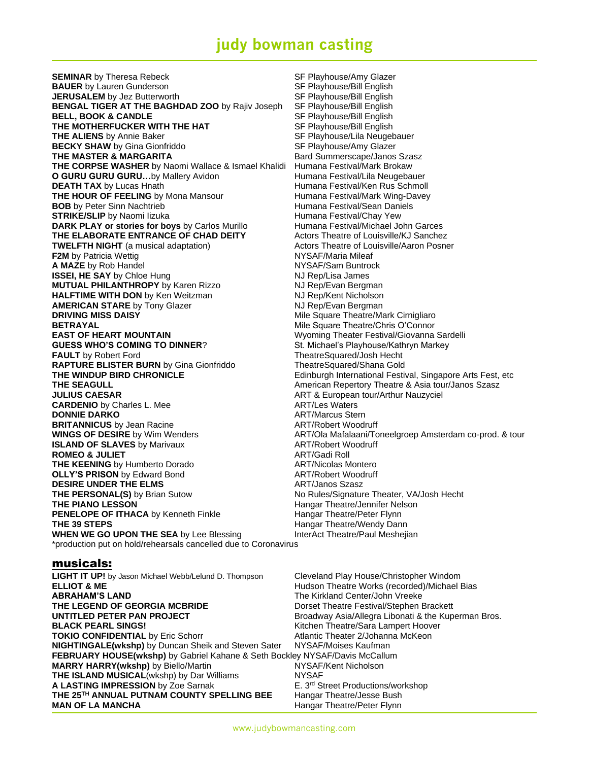# judy bowman casting

| | |
|---|---|
| **SEMINAR** by Theresa Rebeck | SF Playhouse/Amy Glazer |
| **BAUER** by Lauren Gunderson | SF Playhouse/Bill English |
| **JERUSALEM** by Jez Butterworth | SF Playhouse/Bill English |
| **BENGAL TIGER AT THE BAGHDAD ZOO** by Rajiv Joseph | SF Playhouse/Bill English |
| **BELL, BOOK & CANDLE** | SF Playhouse/Bill English |
| **THE MOTHERFUCKER WITH THE HAT** | SF Playhouse/Bill English |
| **THE ALIENS** by Annie Baker | SF Playhouse/Lila Neugebauer |
| **BECKY SHAW** by Gina Gionfriddo | SF Playhouse/Amy Glazer |
| **THE MASTER & MARGARITA** | Bard Summerscape/Janos Szasz |
| **THE CORPSE WASHER** by Naomi Wallace & Ismael Khalidi | Humana Festival/Mark Brokaw |
| **O GURU GURU GURU…**by Mallery Avidon | Humana Festival/Lila Neugebauer |
| **DEATH TAX** by Lucas Hnath | Humana Festival/Ken Rus Schmoll |
| **THE HOUR OF FEELING** by Mona Mansour | Humana Festival/Mark Wing-Davey |
| **BOB** by Peter Sinn Nachtrieb | Humana Festival/Sean Daniels |
| **STRIKE/SLIP** by Naomi Iizuka | Humana Festival/Chay Yew |
| **DARK PLAY or stories for boys** by Carlos Murillo | Humana Festival/Michael John Garces |
| **THE ELABORATE ENTRANCE OF CHAD DEITY** | Actors Theatre of Louisville/KJ Sanchez |
| **TWELFTH NIGHT** (a musical adaptation) | Actors Theatre of Louisville/Aaron Posner |
| **F2M** by Patricia Wettig | NYSAF/Maria Mileaf |
| **A MAZE** by Rob Handel | NYSAF/Sam Buntrock |
| **ISSEI, HE SAY** by Chloe Hung | NJ Rep/Lisa James |
| **MUTUAL PHILANTHROPY** by Karen Rizzo | NJ Rep/Evan Bergman |
| **HALFTIME WITH DON** by Ken Weitzman | NJ Rep/Kent Nicholson |
| **AMERICAN STARE** by Tony Glazer | NJ Rep/Evan Bergman |
| **DRIVING MISS DAISY** | Mile Square Theatre/Mark Cirnigliaro |
| **BETRAYAL** | Mile Square Theatre/Chris O'Connor |
| **EAST OF HEART MOUNTAIN** | Wyoming Theater Festival/Giovanna Sardelli |
| **GUESS WHO'S COMING TO DINNER**? | St. Michael's Playhouse/Kathryn Markey |
| **FAULT** by Robert Ford | TheatreSquared/Josh Hecht |
| **RAPTURE BLISTER BURN** by Gina Gionfriddo | TheatreSquared/Shana Gold |
| **THE WINDUP BIRD CHRONICLE** | Edinburgh International Festival, Singapore Arts Fest, etc |
| **THE SEAGULL** | American Repertory Theatre & Asia tour/Janos Szasz |
| **JULIUS CAESAR** | ART & European tour/Arthur Nauzyciel |
| **CARDENIO** by Charles L. Mee | ART/Les Waters |
| **DONNIE DARKO** | ART/Marcus Stern |
| **BRITANNICUS** by Jean Racine | ART/Robert Woodruff |
| **WINGS OF DESIRE** by Wim Wenders | ART/Ola Mafalaani/Toneelgroep Amsterdam co-prod. & tour |
| **ISLAND OF SLAVES** by Marivaux | ART/Robert Woodruff |
| **ROMEO & JULIET** | ART/Gadi Roll |
| **THE KEENING** by Humberto Dorado | ART/Nicolas Montero |
| **OLLY'S PRISON** by Edward Bond | ART/Robert Woodruff |
| **DESIRE UNDER THE ELMS** | ART/Janos Szasz |
| **THE PERSONAL(S)** by Brian Sutow | No Rules/Signature Theater, VA/Josh Hecht |
| **THE PIANO LESSON** | Hangar Theatre/Jennifer Nelson |
| **PENELOPE OF ITHACA** by Kenneth Finkle | Hangar Theatre/Peter Flynn |
| **THE 39 STEPS** | Hangar Theatre/Wendy Dann |
| **WHEN WE GO UPON THE SEA** by Lee Blessing | InterAct Theatre/Paul Meshejian |

*production put on hold/rehearsals cancelled due to Coronavirus

## musicals:

| | |
|---|---|
| **LIGHT IT UP!** by Jason Michael Webb/Lelund D. Thompson | Cleveland Play House/Christopher Windom |
| **ELLIOT & ME** | Hudson Theatre Works (recorded)/Michael Bias |
| **ABRAHAM'S LAND** | The Kirkland Center/John Vreeke |
| **THE LEGEND OF GEORGIA MCBRIDE** | Dorset Theatre Festival/Stephen Brackett |
| **UNTITLED PETER PAN PROJECT** | Broadway Asia/Allegra Libonati & the Kuperman Bros. |
| **BLACK PEARL SINGS!** | Kitchen Theatre/Sara Lampert Hoover |
| **TOKIO CONFIDENTIAL** by Eric Schorr | Atlantic Theater 2/Johanna McKeon |
| **NIGHTINGALE(wkshp)** by Duncan Sheik and Steven Sater | NYSAF/Moises Kaufman |
| **FEBRUARY HOUSE(wkshp)** by Gabriel Kahane & Seth Bockley | NYSAF/Davis McCallum |
| **MARRY HARRY(wkshp)** by Biello/Martin | NYSAF/Kent Nicholson |
| **THE ISLAND MUSICAL**(wkshp) by Dar Williams | NYSAF |
| **A LASTING IMPRESSION** by Zoe Sarnak | E. 3rd Street Productions/workshop |
| **THE 25TH ANNUAL PUTNAM COUNTY SPELLING BEE** | Hangar Theatre/Jesse Bush |
| **MAN OF LA MANCHA** | Hangar Theatre/Peter Flynn |

www.judybowmancasting.com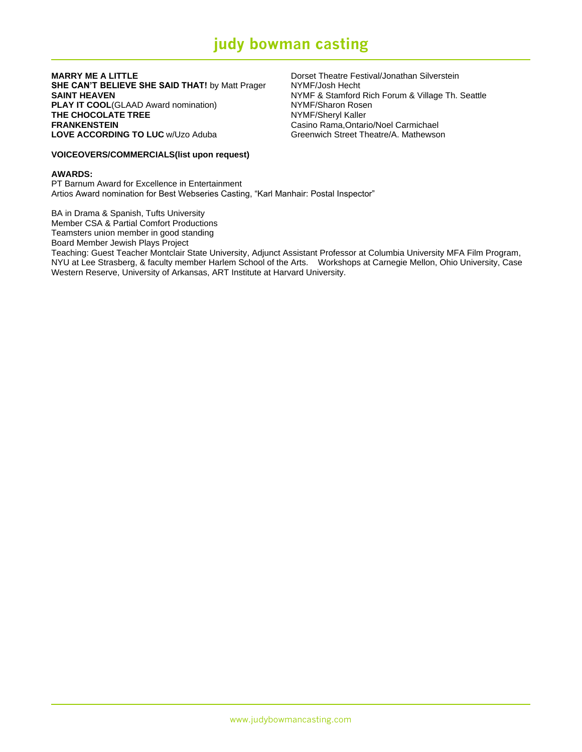**MARRY ME A LITTLE** — Dorset Theatre Festival/Jonathan Silverstein
**SHE CAN'T BELIEVE SHE SAID THAT!** by Matt Prager — NYMF/Josh Hecht
**SAINT HEAVEN** — NYMF & Stamford Rich Forum & Village Th. Seattle
**PLAY IT COOL**(GLAAD Award nomination) — NYMF/Sharon Rosen
**THE CHOCOLATE TREE** — NYMF/Sheryl Kaller
**FRANKENSTEIN** — Casino Rama,Ontario/Noel Carmichael
**LOVE ACCORDING TO LUC** w/Uzo Aduba — Greenwich Street Theatre/A. Mathewson

**VOICEOVERS/COMMERCIALS(list upon request)**

**AWARDS:**
PT Barnum Award for Excellence in Entertainment
Artios Award nomination for Best Webseries Casting, "Karl Manhair: Postal Inspector"

BA in Drama & Spanish, Tufts University
Member CSA & Partial Comfort Productions
Teamsters union member in good standing
Board Member Jewish Plays Project
Teaching: Guest Teacher Montclair State University, Adjunct Assistant Professor at Columbia University MFA Film Program, NYU at Lee Strasberg, & faculty member Harlem School of the Arts. Workshops at Carnegie Mellon, Ohio University, Case Western Reserve, University of Arkansas, ART Institute at Harvard University.